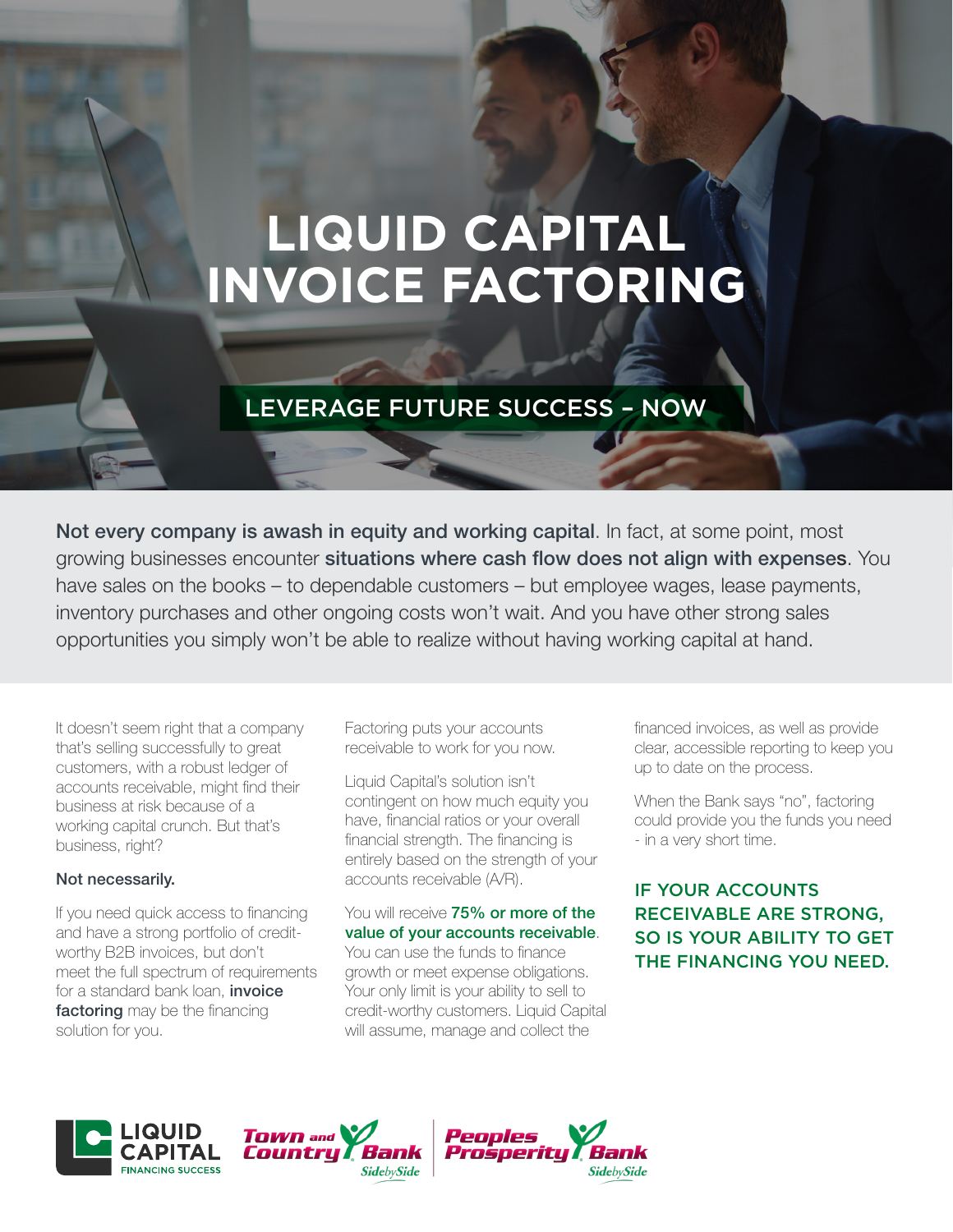# LIQUID CAPITAL INVOICE FACTORING

## LEVERAGE FUTURE SUCCESS – NOW

**Not every company is awash in equity and working capital**. In fact, at some point, most growing businesses encounter **situations where cash flow does not align with expenses**. You have sales on the books – to dependable customers – but employee wages, lease payments, inventory purchases and other ongoing costs won't wait. And you have other strong sales opportunities you simply won't be able to realize without having working capital at hand.

It doesn't seem right that a company that's selling successfully to great customers, with a robust ledger of accounts receivable, might find their business at risk because of a working capital crunch. But that's business, right?

**Not necessarily.**

If you need quick access to financing and have a strong portfolio of credit-worthy B2B invoices, but don't meet the full spectrum of requirements for a standard bank loan, **invoice factoring** may be the financing solution for you.

Factoring puts your accounts receivable to work for you now.

Liquid Capital's solution isn't contingent on how much equity you have, financial ratios or your overall financial strength. The financing is entirely based on the strength of your accounts receivable (A/R).

You will receive **75% or more of the value of your accounts receivable**. You can use the funds to finance growth or meet expense obligations. Your only limit is your ability to sell to credit-worthy customers. Liquid Capital will assume, manage and collect the financed invoices, as well as provide clear, accessible reporting to keep you up to date on the process.

When the Bank says "no", factoring could provide you the funds you need - in a very short time.

**IF YOUR ACCOUNTS RECEIVABLE ARE STRONG, SO IS YOUR ABILITY TO GET THE FINANCING YOU NEED.**

LIQUID CAPITAL FINANCING SUCCESS | Town and Country Bank SidebySide | Peoples Prosperity Bank SidebySide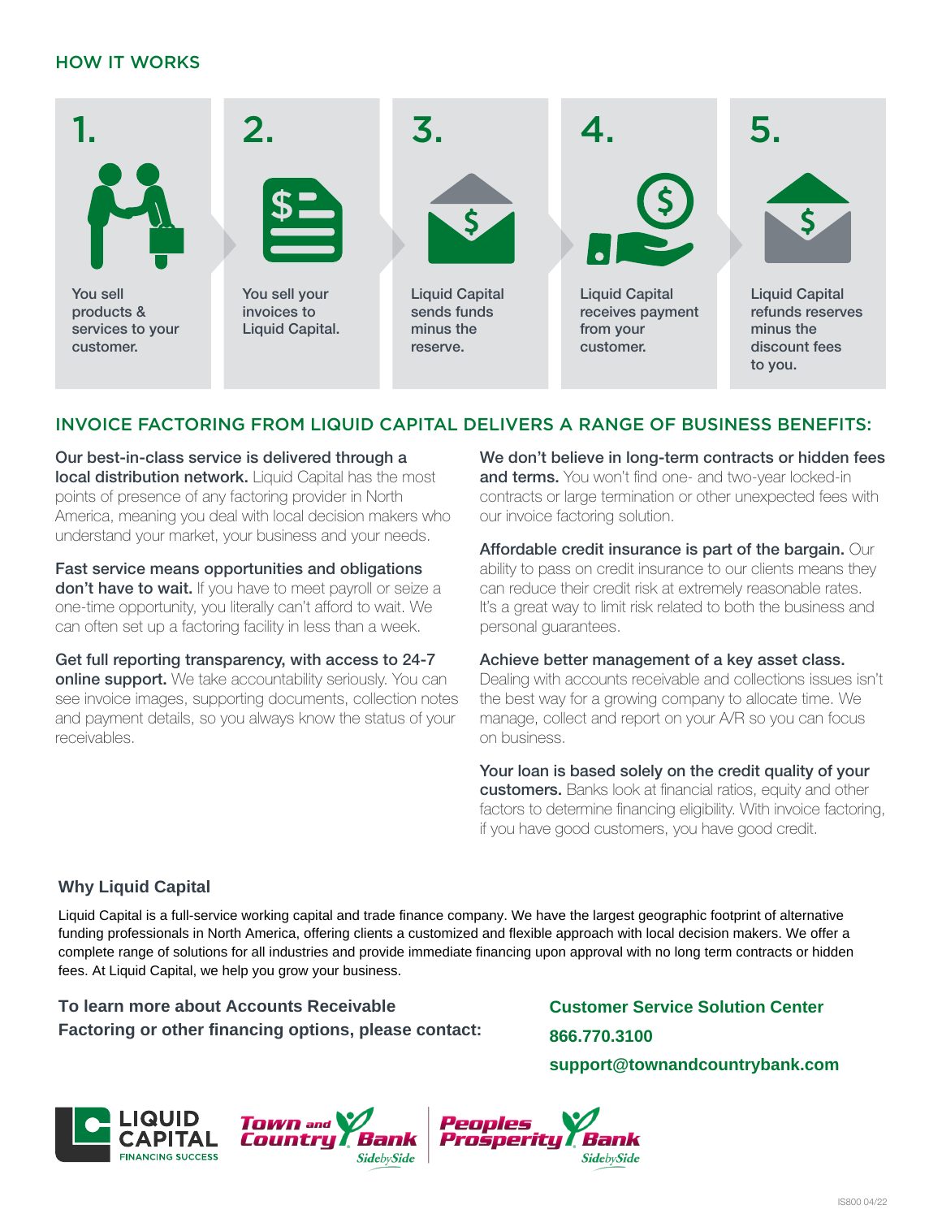## HOW IT WORKS

1. You sell products & services to your customer.
2. You sell your invoices to Liquid Capital.
3. Liquid Capital sends funds minus the reserve.
4. Liquid Capital receives payment from your customer.
5. Liquid Capital refunds reserves minus the discount fees to you.

## INVOICE FACTORING FROM LIQUID CAPITAL DELIVERS A RANGE OF BUSINESS BENEFITS:

**Our best-in-class service is delivered through a local distribution network.** Liquid Capital has the most points of presence of any factoring provider in North America, meaning you deal with local decision makers who understand your market, your business and your needs.

**Fast service means opportunities and obligations don't have to wait.** If you have to meet payroll or seize a one-time opportunity, you literally can't afford to wait. We can often set up a factoring facility in less than a week.

**Get full reporting transparency, with access to 24-7 online support.** We take accountability seriously. You can see invoice images, supporting documents, collection notes and payment details, so you always know the status of your receivables.

**We don't believe in long-term contracts or hidden fees and terms.** You won't find one- and two-year locked-in contracts or large termination or other unexpected fees with our invoice factoring solution.

**Affordable credit insurance is part of the bargain.** Our ability to pass on credit insurance to our clients means they can reduce their credit risk at extremely reasonable rates. It's a great way to limit risk related to both the business and personal guarantees.

**Achieve better management of a key asset class.** Dealing with accounts receivable and collections issues isn't the best way for a growing company to allocate time. We manage, collect and report on your A/R so you can focus on business.

**Your loan is based solely on the credit quality of your customers.** Banks look at financial ratios, equity and other factors to determine financing eligibility. With invoice factoring, if you have good customers, you have good credit.

### Why Liquid Capital

Liquid Capital is a full-service working capital and trade finance company. We have the largest geographic footprint of alternative funding professionals in North America, offering clients a customized and flexible approach with local decision makers. We offer a complete range of solutions for all industries and provide immediate financing upon approval with no long term contracts or hidden fees. At Liquid Capital, we help you grow your business.

**To learn more about Accounts Receivable Factoring or other financing options, please contact:**

**Customer Service Solution Center**
**866.770.3100**
**support@townandcountrybank.com**

LIQUID CAPITAL
FINANCING SUCCESS

Town and Country Bank
SidebySide

Peoples Prosperity Bank
SidebySide

IS800 04/22